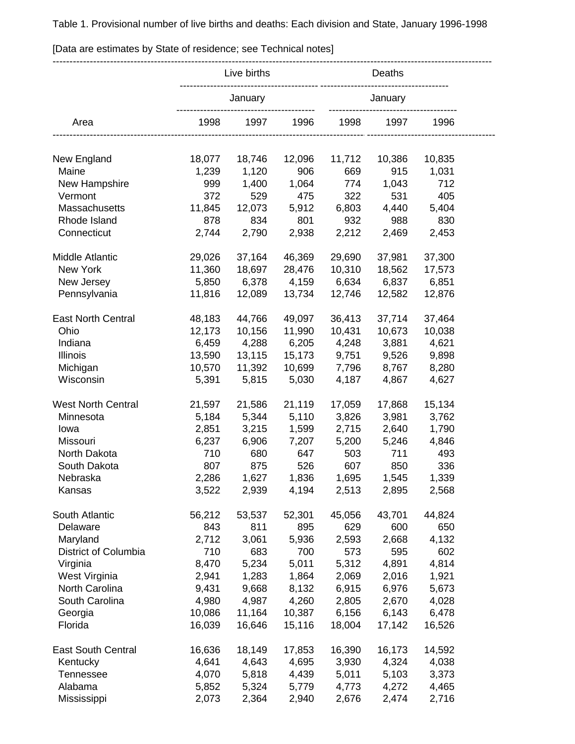Table 1. Provisional number of live births and deaths: Each division and State, January 1996-1998

[Data are estimates by State of residence; see Technical notes]

| Area | Live births | | | Deaths | | |
|---|---|---|---|---|---|---|
| | January | | | January | | |
| | 1998 | 1997 | 1996 | 1998 | 1997 | 1996 |
| New England | 18,077 | 18,746 | 12,096 | 11,712 | 10,386 | 10,835 |
| Maine | 1,239 | 1,120 | 906 | 669 | 915 | 1,031 |
| New Hampshire | 999 | 1,400 | 1,064 | 774 | 1,043 | 712 |
| Vermont | 372 | 529 | 475 | 322 | 531 | 405 |
| Massachusetts | 11,845 | 12,073 | 5,912 | 6,803 | 4,440 | 5,404 |
| Rhode Island | 878 | 834 | 801 | 932 | 988 | 830 |
| Connecticut | 2,744 | 2,790 | 2,938 | 2,212 | 2,469 | 2,453 |
| Middle Atlantic | 29,026 | 37,164 | 46,369 | 29,690 | 37,981 | 37,300 |
| New York | 11,360 | 18,697 | 28,476 | 10,310 | 18,562 | 17,573 |
| New Jersey | 5,850 | 6,378 | 4,159 | 6,634 | 6,837 | 6,851 |
| Pennsylvania | 11,816 | 12,089 | 13,734 | 12,746 | 12,582 | 12,876 |
| East North Central | 48,183 | 44,766 | 49,097 | 36,413 | 37,714 | 37,464 |
| Ohio | 12,173 | 10,156 | 11,990 | 10,431 | 10,673 | 10,038 |
| Indiana | 6,459 | 4,288 | 6,205 | 4,248 | 3,881 | 4,621 |
| Illinois | 13,590 | 13,115 | 15,173 | 9,751 | 9,526 | 9,898 |
| Michigan | 10,570 | 11,392 | 10,699 | 7,796 | 8,767 | 8,280 |
| Wisconsin | 5,391 | 5,815 | 5,030 | 4,187 | 4,867 | 4,627 |
| West North Central | 21,597 | 21,586 | 21,119 | 17,059 | 17,868 | 15,134 |
| Minnesota | 5,184 | 5,344 | 5,110 | 3,826 | 3,981 | 3,762 |
| Iowa | 2,851 | 3,215 | 1,599 | 2,715 | 2,640 | 1,790 |
| Missouri | 6,237 | 6,906 | 7,207 | 5,200 | 5,246 | 4,846 |
| North Dakota | 710 | 680 | 647 | 503 | 711 | 493 |
| South Dakota | 807 | 875 | 526 | 607 | 850 | 336 |
| Nebraska | 2,286 | 1,627 | 1,836 | 1,695 | 1,545 | 1,339 |
| Kansas | 3,522 | 2,939 | 4,194 | 2,513 | 2,895 | 2,568 |
| South Atlantic | 56,212 | 53,537 | 52,301 | 45,056 | 43,701 | 44,824 |
| Delaware | 843 | 811 | 895 | 629 | 600 | 650 |
| Maryland | 2,712 | 3,061 | 5,936 | 2,593 | 2,668 | 4,132 |
| District of Columbia | 710 | 683 | 700 | 573 | 595 | 602 |
| Virginia | 8,470 | 5,234 | 5,011 | 5,312 | 4,891 | 4,814 |
| West Virginia | 2,941 | 1,283 | 1,864 | 2,069 | 2,016 | 1,921 |
| North Carolina | 9,431 | 9,668 | 8,132 | 6,915 | 6,976 | 5,673 |
| South Carolina | 4,980 | 4,987 | 4,260 | 2,805 | 2,670 | 4,028 |
| Georgia | 10,086 | 11,164 | 10,387 | 6,156 | 6,143 | 6,478 |
| Florida | 16,039 | 16,646 | 15,116 | 18,004 | 17,142 | 16,526 |
| East South Central | 16,636 | 18,149 | 17,853 | 16,390 | 16,173 | 14,592 |
| Kentucky | 4,641 | 4,643 | 4,695 | 3,930 | 4,324 | 4,038 |
| Tennessee | 4,070 | 5,818 | 4,439 | 5,011 | 5,103 | 3,373 |
| Alabama | 5,852 | 5,324 | 5,779 | 4,773 | 4,272 | 4,465 |
| Mississippi | 2,073 | 2,364 | 2,940 | 2,676 | 2,474 | 2,716 |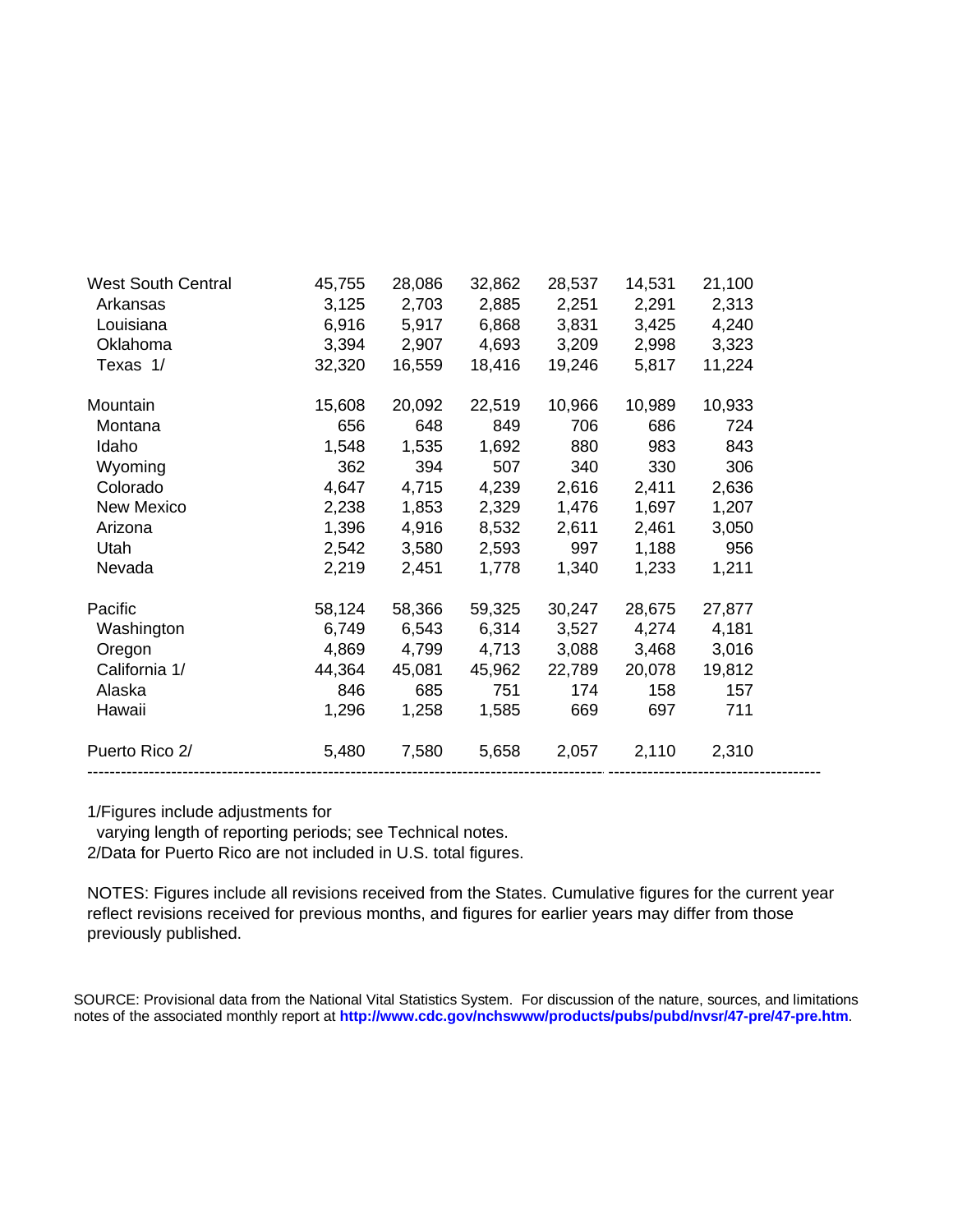| | | | | | | |
|---|---|---|---|---|---|---|
| West South Central | 45,755 | 28,086 | 32,862 | 28,537 | 14,531 | 21,100 |
| Arkansas | 3,125 | 2,703 | 2,885 | 2,251 | 2,291 | 2,313 |
| Louisiana | 6,916 | 5,917 | 6,868 | 3,831 | 3,425 | 4,240 |
| Oklahoma | 3,394 | 2,907 | 4,693 | 3,209 | 2,998 | 3,323 |
| Texas 1/ | 32,320 | 16,559 | 18,416 | 19,246 | 5,817 | 11,224 |
| | | | | | | |
| Mountain | 15,608 | 20,092 | 22,519 | 10,966 | 10,989 | 10,933 |
| Montana | 656 | 648 | 849 | 706 | 686 | 724 |
| Idaho | 1,548 | 1,535 | 1,692 | 880 | 983 | 843 |
| Wyoming | 362 | 394 | 507 | 340 | 330 | 306 |
| Colorado | 4,647 | 4,715 | 4,239 | 2,616 | 2,411 | 2,636 |
| New Mexico | 2,238 | 1,853 | 2,329 | 1,476 | 1,697 | 1,207 |
| Arizona | 1,396 | 4,916 | 8,532 | 2,611 | 2,461 | 3,050 |
| Utah | 2,542 | 3,580 | 2,593 | 997 | 1,188 | 956 |
| Nevada | 2,219 | 2,451 | 1,778 | 1,340 | 1,233 | 1,211 |
| | | | | | | |
| Pacific | 58,124 | 58,366 | 59,325 | 30,247 | 28,675 | 27,877 |
| Washington | 6,749 | 6,543 | 6,314 | 3,527 | 4,274 | 4,181 |
| Oregon | 4,869 | 4,799 | 4,713 | 3,088 | 3,468 | 3,016 |
| California 1/ | 44,364 | 45,081 | 45,962 | 22,789 | 20,078 | 19,812 |
| Alaska | 846 | 685 | 751 | 174 | 158 | 157 |
| Hawaii | 1,296 | 1,258 | 1,585 | 669 | 697 | 711 |
| | | | | | | |
| Puerto Rico 2/ | 5,480 | 7,580 | 5,658 | 2,057 | 2,110 | 2,310 |

1/Figures include adjustments for varying length of reporting periods; see Technical notes.
2/Data for Puerto Rico are not included in U.S. total figures.

NOTES: Figures include all revisions received from the States. Cumulative figures for the current year reflect revisions received for previous months, and figures for earlier years may differ from those previously published.

SOURCE: Provisional data from the National Vital Statistics System. For discussion of the nature, sources, and limitations notes of the associated monthly report at **http://www.cdc.gov/nchswww/products/pubs/pubd/nvsr/47-pre/47-pre.htm**.